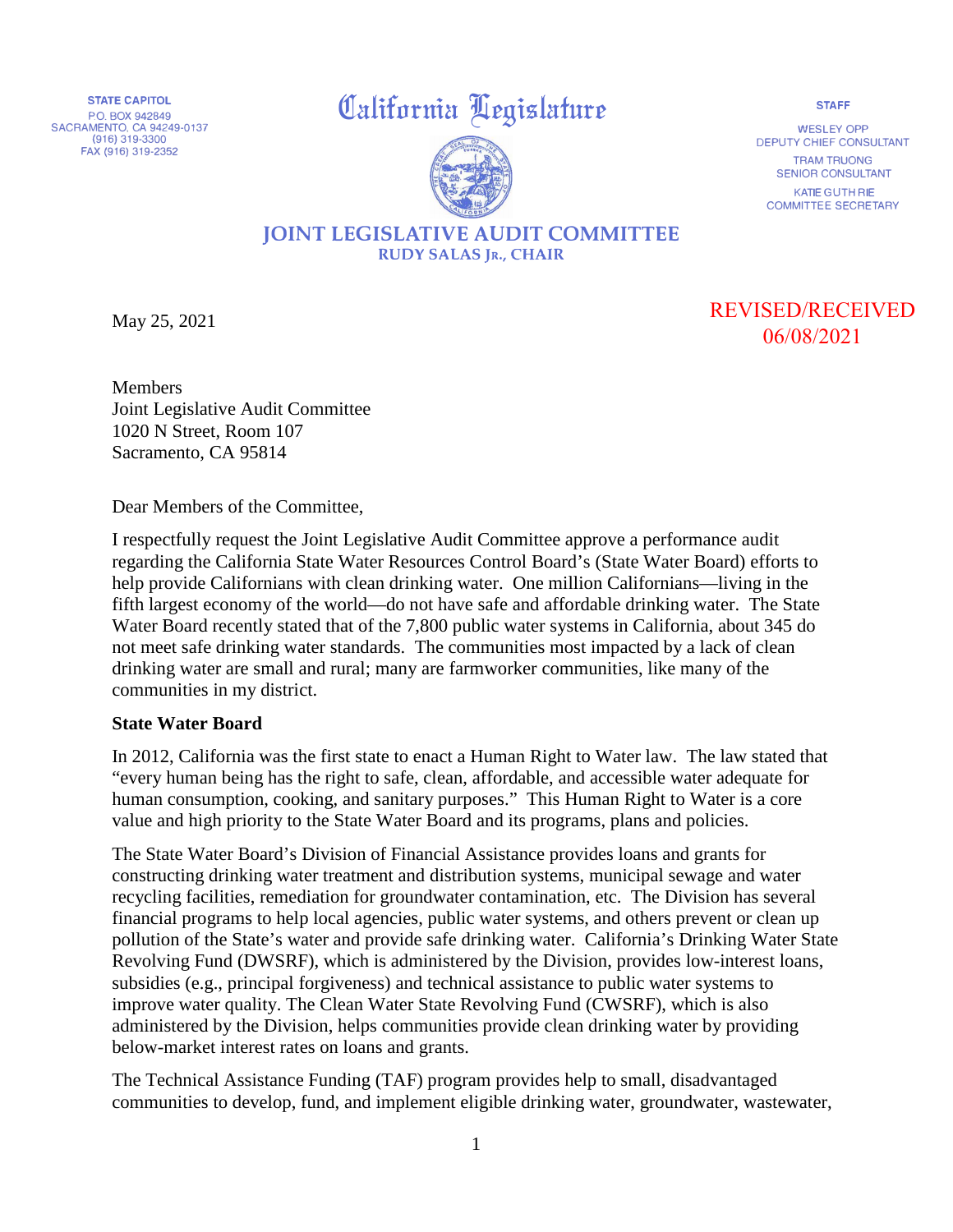STATE CAPITOL
P.O. BOX 942849
SACRAMENTO, CA 94249-0137
(916) 319-3300
FAX (916) 319-2352

# California Legislature

## JOINT LEGISLATIVE AUDIT COMMITTEE

RUDY SALAS JR., CHAIR

STAFF

WESLEY OPP
DEPUTY CHIEF CONSULTANT

TRAM TRUONG
SENIOR CONSULTANT

KATIE GUTHRIE
COMMITTEE SECRETARY

May 25, 2021

REVISED/RECEIVED
06/08/2021

Members
Joint Legislative Audit Committee
1020 N Street, Room 107
Sacramento, CA 95814

Dear Members of the Committee,

I respectfully request the Joint Legislative Audit Committee approve a performance audit regarding the California State Water Resources Control Board's (State Water Board) efforts to help provide Californians with clean drinking water. One million Californians—living in the fifth largest economy of the world—do not have safe and affordable drinking water. The State Water Board recently stated that of the 7,800 public water systems in California, about 345 do not meet safe drinking water standards. The communities most impacted by a lack of clean drinking water are small and rural; many are farmworker communities, like many of the communities in my district.

**State Water Board**

In 2012, California was the first state to enact a Human Right to Water law. The law stated that "every human being has the right to safe, clean, affordable, and accessible water adequate for human consumption, cooking, and sanitary purposes." This Human Right to Water is a core value and high priority to the State Water Board and its programs, plans and policies.

The State Water Board's Division of Financial Assistance provides loans and grants for constructing drinking water treatment and distribution systems, municipal sewage and water recycling facilities, remediation for groundwater contamination, etc. The Division has several financial programs to help local agencies, public water systems, and others prevent or clean up pollution of the State's water and provide safe drinking water. California's Drinking Water State Revolving Fund (DWSRF), which is administered by the Division, provides low-interest loans, subsidies (e.g., principal forgiveness) and technical assistance to public water systems to improve water quality. The Clean Water State Revolving Fund (CWSRF), which is also administered by the Division, helps communities provide clean drinking water by providing below-market interest rates on loans and grants.

The Technical Assistance Funding (TAF) program provides help to small, disadvantaged communities to develop, fund, and implement eligible drinking water, groundwater, wastewater,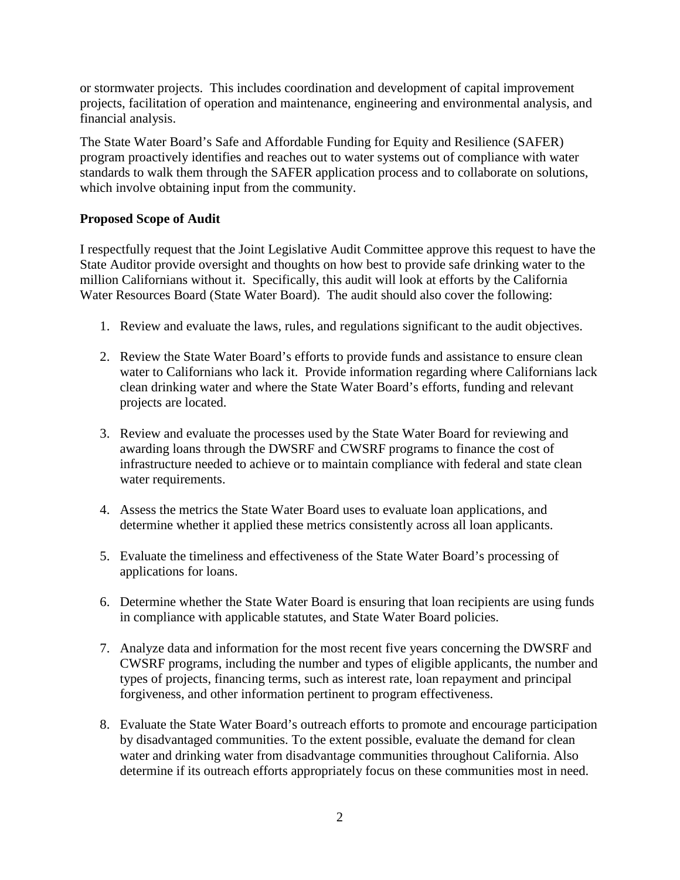or stormwater projects. This includes coordination and development of capital improvement projects, facilitation of operation and maintenance, engineering and environmental analysis, and financial analysis.

The State Water Board's Safe and Affordable Funding for Equity and Resilience (SAFER) program proactively identifies and reaches out to water systems out of compliance with water standards to walk them through the SAFER application process and to collaborate on solutions, which involve obtaining input from the community.

**Proposed Scope of Audit**

I respectfully request that the Joint Legislative Audit Committee approve this request to have the State Auditor provide oversight and thoughts on how best to provide safe drinking water to the million Californians without it. Specifically, this audit will look at efforts by the California Water Resources Board (State Water Board). The audit should also cover the following:

1. Review and evaluate the laws, rules, and regulations significant to the audit objectives.

2. Review the State Water Board's efforts to provide funds and assistance to ensure clean water to Californians who lack it. Provide information regarding where Californians lack clean drinking water and where the State Water Board's efforts, funding and relevant projects are located.

3. Review and evaluate the processes used by the State Water Board for reviewing and awarding loans through the DWSRF and CWSRF programs to finance the cost of infrastructure needed to achieve or to maintain compliance with federal and state clean water requirements.

4. Assess the metrics the State Water Board uses to evaluate loan applications, and determine whether it applied these metrics consistently across all loan applicants.

5. Evaluate the timeliness and effectiveness of the State Water Board's processing of applications for loans.

6. Determine whether the State Water Board is ensuring that loan recipients are using funds in compliance with applicable statutes, and State Water Board policies.

7. Analyze data and information for the most recent five years concerning the DWSRF and CWSRF programs, including the number and types of eligible applicants, the number and types of projects, financing terms, such as interest rate, loan repayment and principal forgiveness, and other information pertinent to program effectiveness.

8. Evaluate the State Water Board's outreach efforts to promote and encourage participation by disadvantaged communities. To the extent possible, evaluate the demand for clean water and drinking water from disadvantage communities throughout California. Also determine if its outreach efforts appropriately focus on these communities most in need.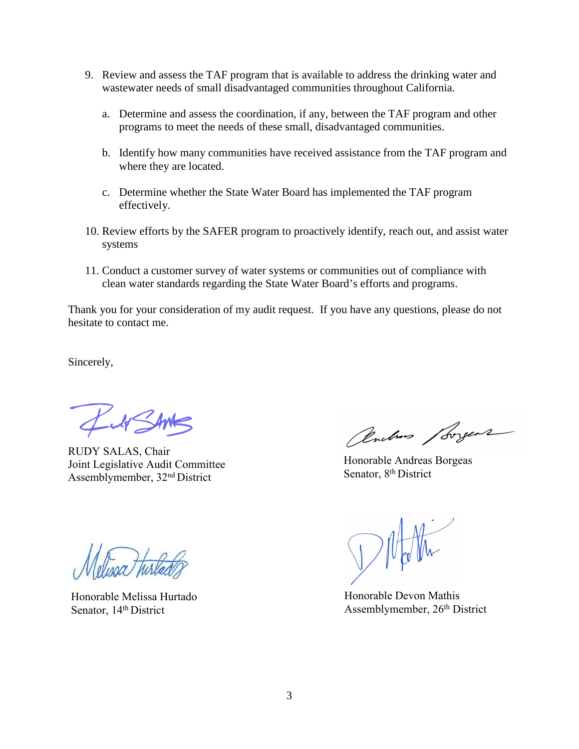9. Review and assess the TAF program that is available to address the drinking water and wastewater needs of small disadvantaged communities throughout California.

   a. Determine and assess the coordination, if any, between the TAF program and other programs to meet the needs of these small, disadvantaged communities.

   b. Identify how many communities have received assistance from the TAF program and where they are located.

   c. Determine whether the State Water Board has implemented the TAF program effectively.

10. Review efforts by the SAFER program to proactively identify, reach out, and assist water systems

11. Conduct a customer survey of water systems or communities out of compliance with clean water standards regarding the State Water Board's efforts and programs.

Thank you for your consideration of my audit request. If you have any questions, please do not hesitate to contact me.

Sincerely,

RUDY SALAS, Chair
Joint Legislative Audit Committee
Assemblymember, 32nd District

Honorable Andreas Borgeas
Senator, 8th District

Honorable Melissa Hurtado
Senator, 14th District

Honorable Devon Mathis
Assemblymember, 26th District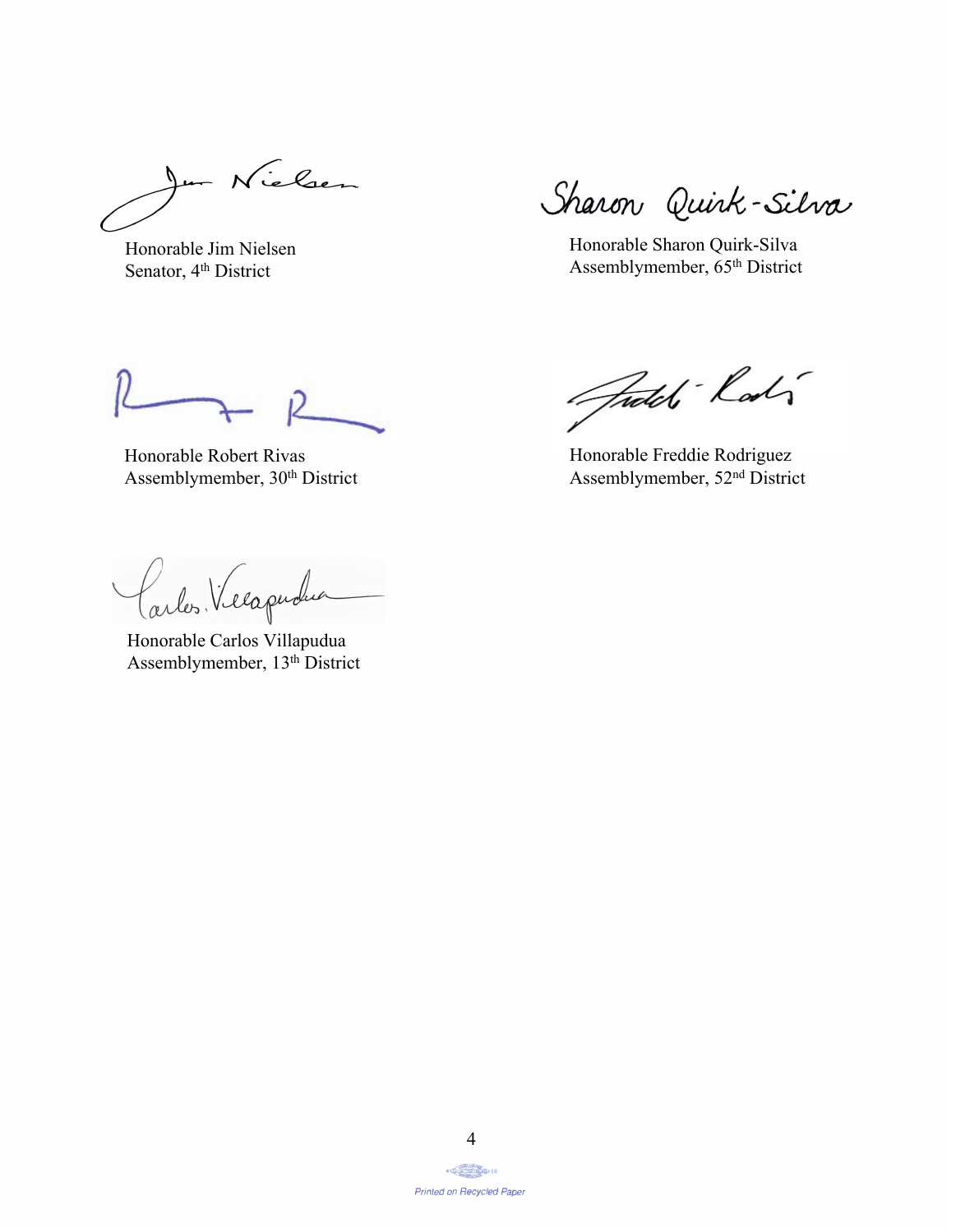Honorable Jim Nielsen
Senator, 4th District

Honorable Sharon Quirk-Silva
Assemblymember, 65th District

Honorable Robert Rivas
Assemblymember, 30th District

Honorable Freddie Rodriguez
Assemblymember, 52nd District

Honorable Carlos Villapudua
Assemblymember, 13th District

*Printed on Recycled Paper*